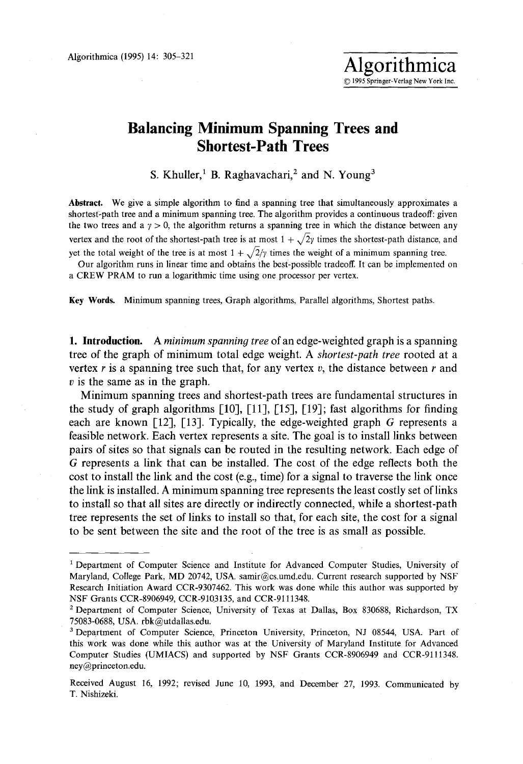# Balancing Minimum Spanning Trees and Shortest-Path Trees

S. Khuller,[1] B. Raghavachari,[2] and N. Young[3]

**Abstract.** We give a simple algorithm to find a spanning tree that simultaneously approximates a shortest-path tree and a minimum spanning tree. The algorithm provides a continuous tradeoff: given the two trees and a $\gamma > 0$, the algorithm returns a spanning tree in which the distance between any vertex and the root of the shortest-path tree is at most $1 + \sqrt{2}\gamma$ times the shortest-path distance, and yet the total weight of the tree is at most $1 + \sqrt{2}/\gamma$ times the weight of a minimum spanning tree.

Our algorithm runs in linear time and obtains the best-possible tradeoff. It can be implemented on a CREW PRAM to run a logarithmic time using one processor per vertex.

**Key Words.** Minimum spanning trees, Graph algorithms, Parallel algorithms, Shortest paths.

## 1. Introduction.

A *minimum spanning tree* of an edge-weighted graph is a spanning tree of the graph of minimum total edge weight. A *shortest-path tree* rooted at a vertex $r$ is a spanning tree such that, for any vertex $v$, the distance between $r$ and $v$ is the same as in the graph.

Minimum spanning trees and shortest-path trees are fundamental structures in the study of graph algorithms [10], [11], [15], [19]; fast algorithms for finding each are known [12], [13]. Typically, the edge-weighted graph $G$ represents a feasible network. Each vertex represents a site. The goal is to install links between pairs of sites so that signals can be routed in the resulting network. Each edge of $G$ represents a link that can be installed. The cost of the edge reflects both the cost to install the link and the cost (e.g., time) for a signal to traverse the link once the link is installed. A minimum spanning tree represents the least costly set of links to install so that all sites are directly or indirectly connected, while a shortest-path tree represents the set of links to install so that, for each site, the cost for a signal to be sent between the site and the root of the tree is as small as possible.

---

[1] Department of Computer Science and Institute for Advanced Computer Studies, University of Maryland, College Park, MD 20742, USA. samir@cs.umd.edu. Current research supported by NSF Research Initiation Award CCR-9307462. This work was done while this author was supported by NSF Grants CCR-8906949, CCR-9103135, and CCR-9111348.

[2] Department of Computer Science, University of Texas at Dallas, Box 830688, Richardson, TX 75083-0688, USA. rbk@utdallas.edu.

[3] Department of Computer Science, Princeton University, Princeton, NJ 08544, USA. Part of this work was done while this author was at the University of Maryland Institute for Advanced Computer Studies (UMIACS) and supported by NSF Grants CCR-8906949 and CCR-9111348. ney@princeton.edu.

Received August 16, 1992; revised June 10, 1993, and December 27, 1993. Communicated by T. Nishizeki.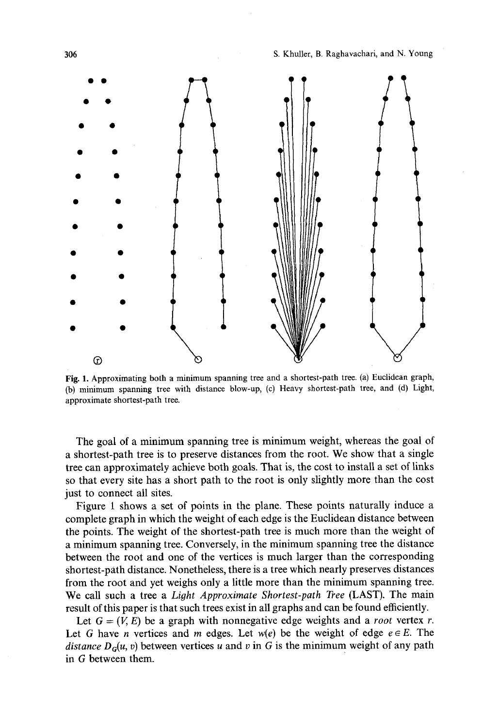Fig. 1. Approximating both a minimum spanning tree and a shortest-path tree. (a) Euclidean graph, (b) minimum spanning tree with distance blow-up, (c) Heavy shortest-path tree, and (d) Light, approximate shortest-path tree.

The goal of a minimum spanning tree is minimum weight, whereas the goal of a shortest-path tree is to preserve distances from the root. We show that a single tree can approximately achieve both goals. That is, the cost to install a set of links so that every site has a short path to the root is only slightly more than the cost just to connect all sites.

Figure 1 shows a set of points in the plane. These points naturally induce a complete graph in which the weight of each edge is the Euclidean distance between the points. The weight of the shortest-path tree is much more than the weight of a minimum spanning tree. Conversely, in the minimum spanning tree the distance between the root and one of the vertices is much larger than the corresponding shortest-path distance. Nonetheless, there is a tree which nearly preserves distances from the root and yet weighs only a little more than the minimum spanning tree. We call such a tree a *Light Approximate Shortest-path Tree* (LAST). The main result of this paper is that such trees exist in all graphs and can be found efficiently.

Let $G = (V, E)$ be a graph with nonnegative edge weights and a *root* vertex $r$. Let $G$ have $n$ vertices and $m$ edges. Let $w(e)$ be the weight of edge $e \in E$. The *distance* $D_G(u, v)$ between vertices $u$ and $v$ in $G$ is the minimum weight of any path in $G$ between them.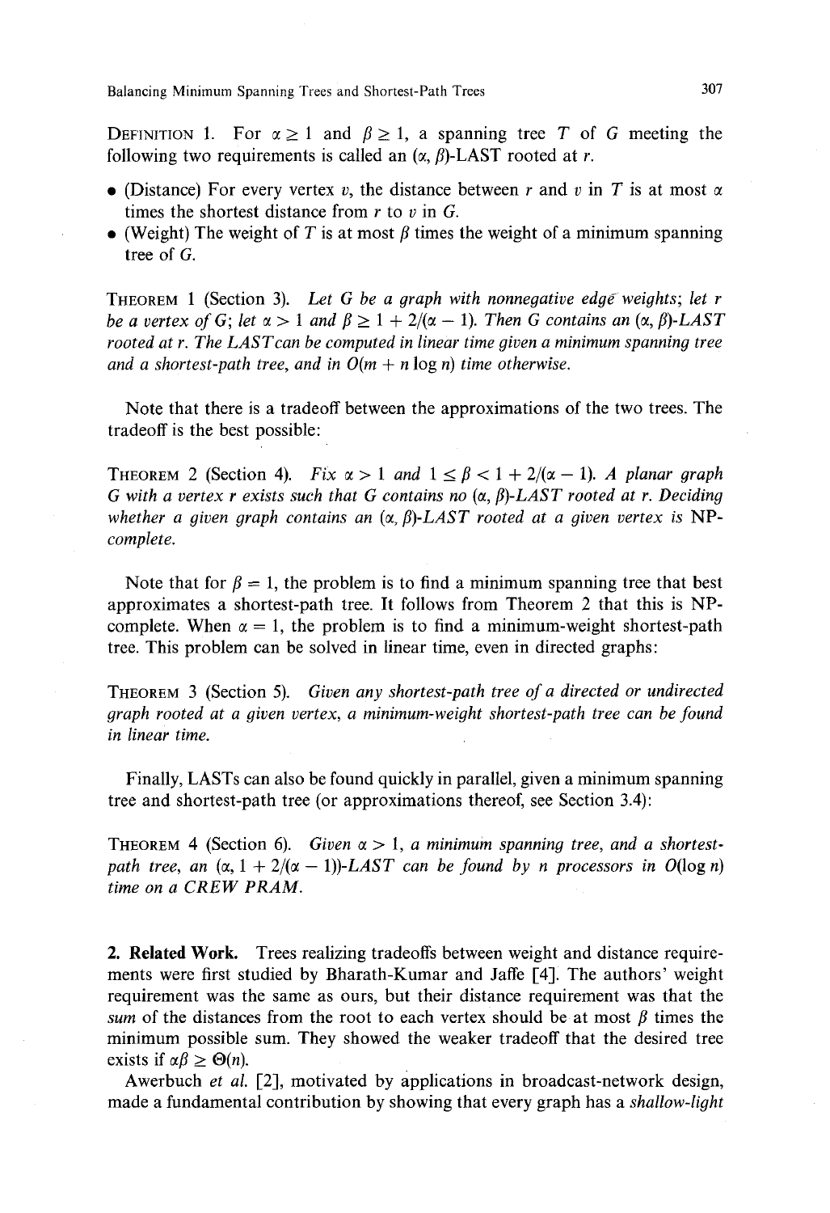DEFINITION 1. For $\alpha \geq 1$ and $\beta \geq 1$, a spanning tree $T$ of $G$ meeting the following two requirements is called an $(\alpha, \beta)$-LAST rooted at $r$.

- (Distance) For every vertex $v$, the distance between $r$ and $v$ in $T$ is at most $\alpha$ times the shortest distance from $r$ to $v$ in $G$.
- (Weight) The weight of $T$ is at most $\beta$ times the weight of a minimum spanning tree of $G$.

THEOREM 1 (Section 3). *Let $G$ be a graph with nonnegative edge weights; let $r$ be a vertex of $G$; let $\alpha > 1$ and $\beta \geq 1 + 2/(\alpha - 1)$. Then $G$ contains an $(\alpha, \beta)$-LAST rooted at $r$. The LAST can be computed in linear time given a minimum spanning tree and a shortest-path tree, and in $O(m + n \log n)$ time otherwise.*

Note that there is a tradeoff between the approximations of the two trees. The tradeoff is the best possible:

THEOREM 2 (Section 4). *Fix $\alpha > 1$ and $1 \leq \beta < 1 + 2/(\alpha - 1)$. A planar graph $G$ with a vertex $r$ exists such that $G$ contains no $(\alpha, \beta)$-LAST rooted at $r$. Deciding whether a given graph contains an $(\alpha, \beta)$-LAST rooted at a given vertex is* NP-*complete.*

Note that for $\beta = 1$, the problem is to find a minimum spanning tree that best approximates a shortest-path tree. It follows from Theorem 2 that this is NP-complete. When $\alpha = 1$, the problem is to find a minimum-weight shortest-path tree. This problem can be solved in linear time, even in directed graphs:

THEOREM 3 (Section 5). *Given any shortest-path tree of a directed or undirected graph rooted at a given vertex, a minimum-weight shortest-path tree can be found in linear time.*

Finally, LASTs can also be found quickly in parallel, given a minimum spanning tree and shortest-path tree (or approximations thereof, see Section 3.4):

THEOREM 4 (Section 6). *Given $\alpha > 1$, a minimum spanning tree, and a shortest-path tree, an $(\alpha, 1 + 2/(\alpha - 1))$-LAST can be found by $n$ processors in $O(\log n)$ time on a CREW PRAM.*

## 2. Related Work.

Trees realizing tradeoffs between weight and distance requirements were first studied by Bharath-Kumar and Jaffe [4]. The authors' weight requirement was the same as ours, but their distance requirement was that the *sum* of the distances from the root to each vertex should be at most $\beta$ times the minimum possible sum. They showed the weaker tradeoff that the desired tree exists if $\alpha\beta \geq \Theta(n)$.

Awerbuch *et al.* [2], motivated by applications in broadcast-network design, made a fundamental contribution by showing that every graph has a *shallow-light*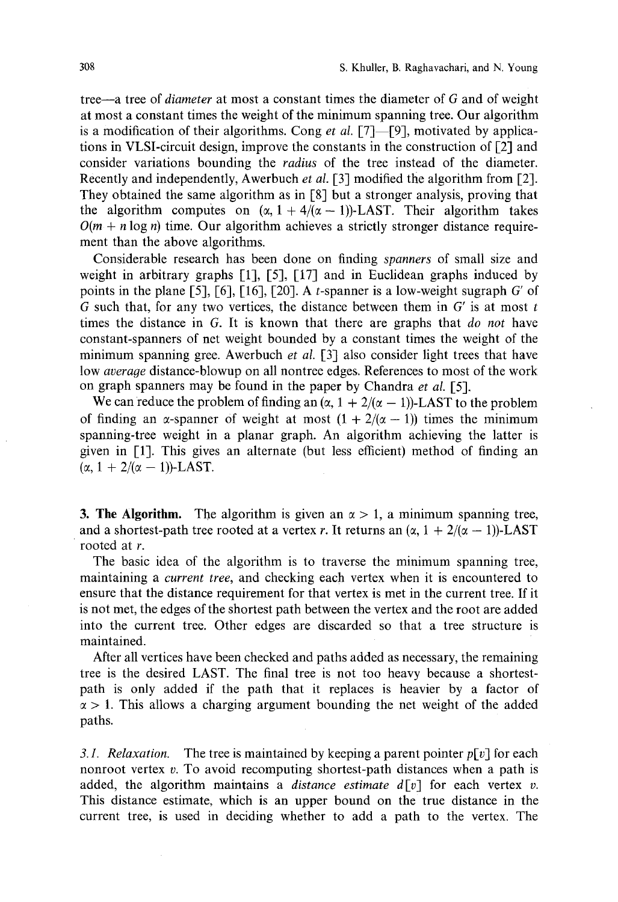tree—a tree of *diameter* at most a constant times the diameter of $G$ and of weight at most a constant times the weight of the minimum spanning tree. Our algorithm is a modification of their algorithms. Cong *et al.* [7]—[9], motivated by applications in VLSI-circuit design, improve the constants in the construction of [2] and consider variations bounding the *radius* of the tree instead of the diameter. Recently and independently, Awerbuch *et al.* [3] modified the algorithm from [2]. They obtained the same algorithm as in [8] but a stronger analysis, proving that the algorithm computes on $(\alpha, 1 + 4/(\alpha - 1))$-LAST. Their algorithm takes $O(m + n \log n)$ time. Our algorithm achieves a strictly stronger distance requirement than the above algorithms.

Considerable research has been done on finding *spanners* of small size and weight in arbitrary graphs [1], [5], [17] and in Euclidean graphs induced by points in the plane [5], [6], [16], [20]. A $t$-spanner is a low-weight sugraph $G'$ of $G$ such that, for any two vertices, the distance between them in $G'$ is at most $t$ times the distance in $G$. It is known that there are graphs that *do not* have constant-spanners of net weight bounded by a constant times the weight of the minimum spanning gree. Awerbuch *et al.* [3] also consider light trees that have low *average* distance-blowup on all nontree edges. References to most of the work on graph spanners may be found in the paper by Chandra *et al.* [5].

We can reduce the problem of finding an $(\alpha, 1 + 2/(\alpha - 1))$-LAST to the problem of finding an $\alpha$-spanner of weight at most $(1 + 2/(\alpha - 1))$ times the minimum spanning-tree weight in a planar graph. An algorithm achieving the latter is given in [1]. This gives an alternate (but less efficient) method of finding an $(\alpha, 1 + 2/(\alpha - 1))$-LAST.

## 3. The Algorithm.

The algorithm is given an $\alpha > 1$, a minimum spanning tree, and a shortest-path tree rooted at a vertex $r$. It returns an $(\alpha, 1 + 2/(\alpha - 1))$-LAST rooted at $r$.

The basic idea of the algorithm is to traverse the minimum spanning tree, maintaining a *current tree*, and checking each vertex when it is encountered to ensure that the distance requirement for that vertex is met in the current tree. If it is not met, the edges of the shortest path between the vertex and the root are added into the current tree. Other edges are discarded so that a tree structure is maintained.

After all vertices have been checked and paths added as necessary, the remaining tree is the desired LAST. The final tree is not too heavy because a shortest-path is only added if the path that it replaces is heavier by a factor of $\alpha > 1$. This allows a charging argument bounding the net weight of the added paths.

### 3.1. Relaxation.

The tree is maintained by keeping a parent pointer $p[v]$ for each nonroot vertex $v$. To avoid recomputing shortest-path distances when a path is added, the algorithm maintains a *distance estimate* $d[v]$ for each vertex $v$. This distance estimate, which is an upper bound on the true distance in the current tree, is used in deciding whether to add a path to the vertex. The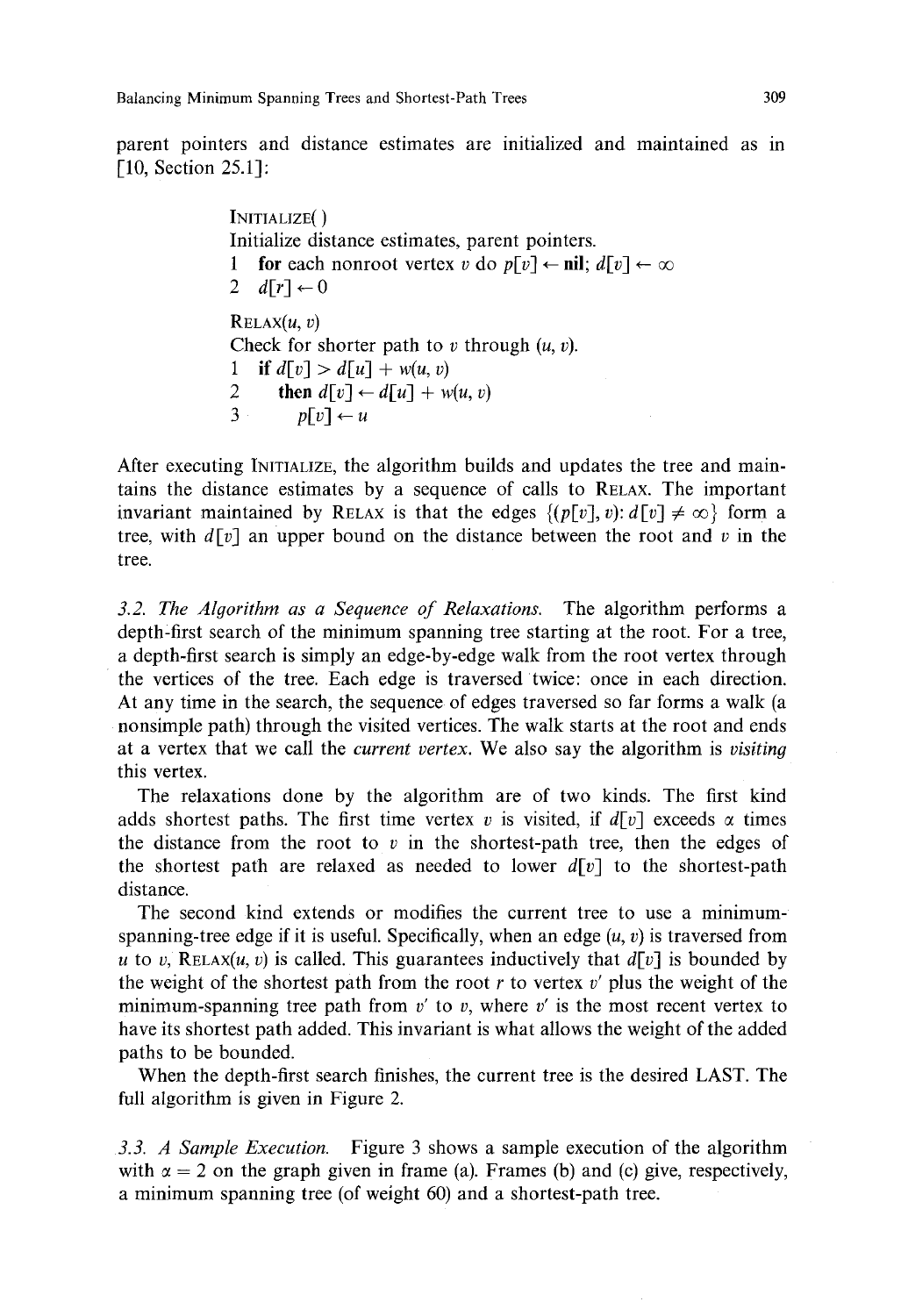parent pointers and distance estimates are initialized and maintained as in [10, Section 25.1]:

```
INITIALIZE( )
Initialize distance estimates, parent pointers.
1  for each nonroot vertex v do p[v] ← nil; d[v] ← ∞
2  d[r] ← 0

RELAX(u, v)
Check for shorter path to v through (u, v).
1  if d[v] > d[u] + w(u, v)
2     then d[v] ← d[u] + w(u, v)
3          p[v] ← u
```

After executing INITIALIZE, the algorithm builds and updates the tree and maintains the distance estimates by a sequence of calls to RELAX. The important invariant maintained by RELAX is that the edges $\{(p[v], v): d[v] \neq \infty\}$ form a tree, with $d[v]$ an upper bound on the distance between the root and $v$ in the tree.

*3.2. The Algorithm as a Sequence of Relaxations.* The algorithm performs a depth-first search of the minimum spanning tree starting at the root. For a tree, a depth-first search is simply an edge-by-edge walk from the root vertex through the vertices of the tree. Each edge is traversed twice: once in each direction. At any time in the search, the sequence of edges traversed so far forms a walk (a nonsimple path) through the visited vertices. The walk starts at the root and ends at a vertex that we call the *current vertex*. We also say the algorithm is *visiting* this vertex.

The relaxations done by the algorithm are of two kinds. The first kind adds shortest paths. The first time vertex $v$ is visited, if $d[v]$ exceeds $\alpha$ times the distance from the root to $v$ in the shortest-path tree, then the edges of the shortest path are relaxed as needed to lower $d[v]$ to the shortest-path distance.

The second kind extends or modifies the current tree to use a minimum-spanning-tree edge if it is useful. Specifically, when an edge $(u, v)$ is traversed from $u$ to $v$, RELAX$(u, v)$ is called. This guarantees inductively that $d[v]$ is bounded by the weight of the shortest path from the root $r$ to vertex $v'$ plus the weight of the minimum-spanning tree path from $v'$ to $v$, where $v'$ is the most recent vertex to have its shortest path added. This invariant is what allows the weight of the added paths to be bounded.

When the depth-first search finishes, the current tree is the desired LAST. The full algorithm is given in Figure 2.

*3.3. A Sample Execution.* Figure 3 shows a sample execution of the algorithm with $\alpha = 2$ on the graph given in frame (a). Frames (b) and (c) give, respectively, a minimum spanning tree (of weight 60) and a shortest-path tree.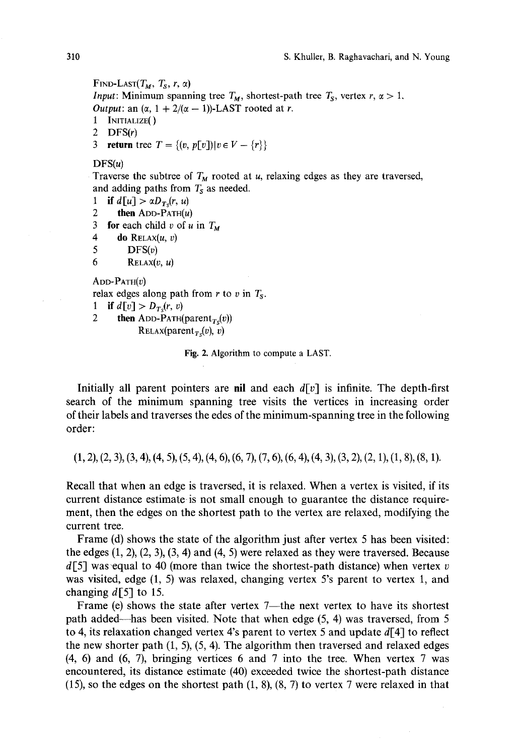```
FIND-LAST(T_M, T_S, r, α)
Input: Minimum spanning tree T_M, shortest-path tree T_S, vertex r, α > 1.
Output: an (α, 1 + 2/(α − 1))-LAST rooted at r.
1  INITIALIZE()
2  DFS(r)
3  return tree T = {(v, p[v]) | v ∈ V − {r}}

DFS(u)
Traverse the subtree of T_M rooted at u, relaxing edges as they are traversed,
and adding paths from T_S as needed.
1  if d[u] > αD_{T_S}(r, u)
2     then ADD-PATH(u)
3  for each child v of u in T_M
4     do RELAX(u, v)
5        DFS(v)
6        RELAX(v, u)

ADD-PATH(v)
relax edges along path from r to v in T_S.
1  if d[v] > D_{T_S}(r, v)
2     then ADD-PATH(parent_{T_S}(v))
          RELAX(parent_{T_S}(v), v)
```

Fig. 2. Algorithm to compute a LAST.

Initially all parent pointers are **nil** and each $d[v]$ is infinite. The depth-first search of the minimum spanning tree visits the vertices in increasing order of their labels and traverses the edes of the minimum-spanning tree in the following order:

$$(1, 2), (2, 3), (3, 4), (4, 5), (5, 4), (4, 6), (6, 7), (7, 6), (6, 4), (4, 3), (3, 2), (2, 1), (1, 8), (8, 1).$$

Recall that when an edge is traversed, it is relaxed. When a vertex is visited, if its current distance estimate is not small enough to guarantee the distance requirement, then the edges on the shortest path to the vertex are relaxed, modifying the current tree.

Frame (d) shows the state of the algorithm just after vertex 5 has been visited: the edges (1, 2), (2, 3), (3, 4) and (4, 5) were relaxed as they were traversed. Because $d[5]$ was equal to 40 (more than twice the shortest-path distance) when vertex $v$ was visited, edge (1, 5) was relaxed, changing vertex 5's parent to vertex 1, and changing $d[5]$ to 15.

Frame (e) shows the state after vertex 7—the next vertex to have its shortest path added—has been visited. Note that when edge (5, 4) was traversed, from 5 to 4, its relaxation changed vertex 4's parent to vertex 5 and update $d[4]$ to reflect the new shorter path (1, 5), (5, 4). The algorithm then traversed and relaxed edges (4, 6) and (6, 7), bringing vertices 6 and 7 into the tree. When vertex 7 was encountered, its distance estimate (40) exceeded twice the shortest-path distance (15), so the edges on the shortest path (1, 8), (8, 7) to vertex 7 were relaxed in that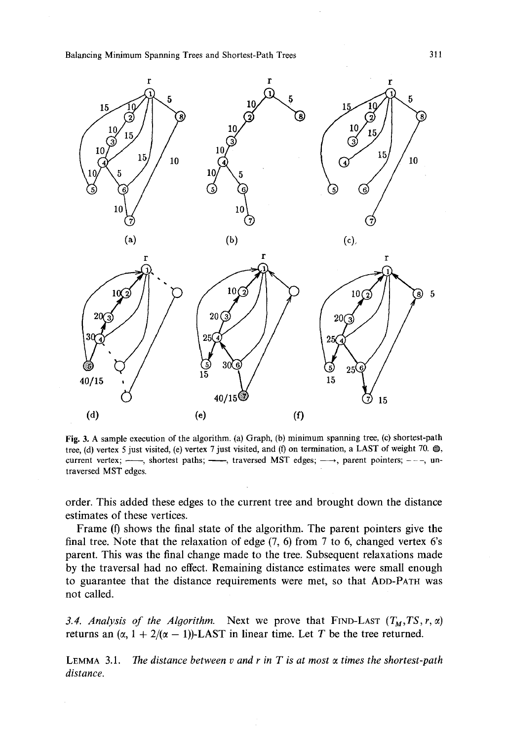Fig. 3. A sample execution of the algorithm. (a) Graph, (b) minimum spanning tree, (c) shortest-path tree, (d) vertex 5 just visited, (e) vertex 7 just visited, and (f) on termination, a LAST of weight 70. ●, current vertex; ——, shortest paths; ——, traversed MST edges; —→, parent pointers; – – –, untraversed MST edges.

order. This added these edges to the current tree and brought down the distance estimates of these vertices.

Frame (f) shows the final state of the algorithm. The parent pointers give the final tree. Note that the relaxation of edge (7, 6) from 7 to 6, changed vertex 6's parent. This was the final change made to the tree. Subsequent relaxations made by the traversal had no effect. Remaining distance estimates were small enough to guarantee that the distance requirements were met, so that ADD-PATH was not called.

*3.4. Analysis of the Algorithm.* Next we prove that FIND-LAST $(T_M, TS, r, \alpha)$ returns an $(\alpha, 1 + 2/(\alpha - 1))$-LAST in linear time. Let $T$ be the tree returned.

LEMMA 3.1. *The distance between $v$ and $r$ in $T$ is at most $\alpha$ times the shortest-path distance.*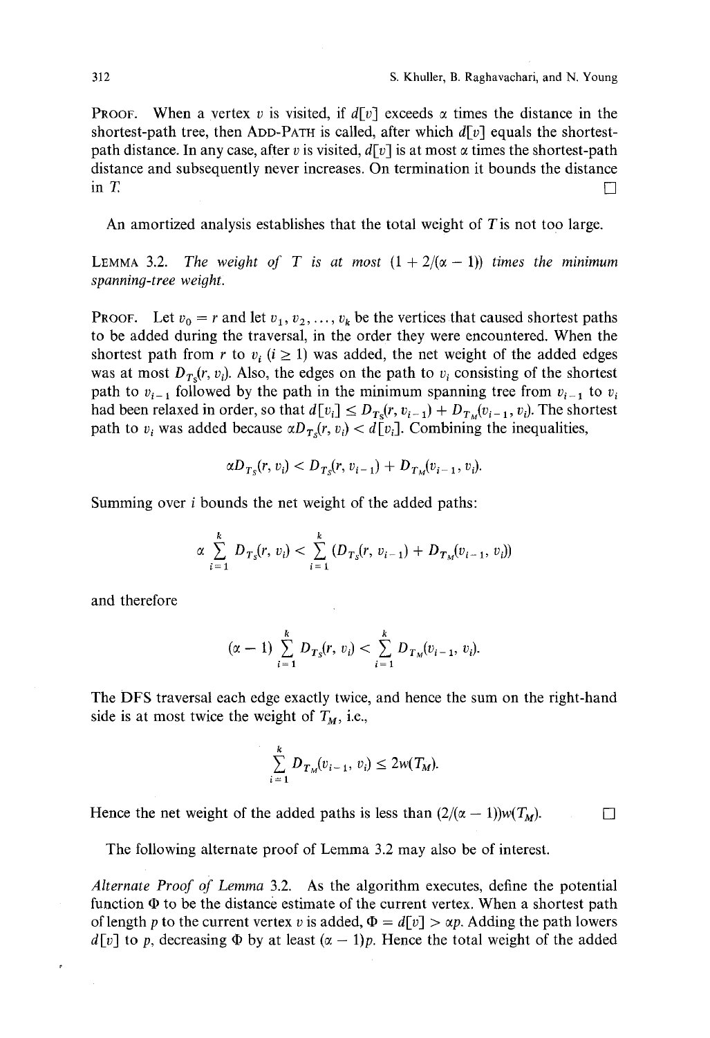PROOF. When a vertex $v$ is visited, if $d[v]$ exceeds $\alpha$ times the distance in the shortest-path tree, then ADD-PATH is called, after which $d[v]$ equals the shortest-path distance. In any case, after $v$ is visited, $d[v]$ is at most $\alpha$ times the shortest-path distance and subsequently never increases. On termination it bounds the distance in $T$. □

An amortized analysis establishes that the total weight of $T$ is not too large.

LEMMA 3.2. *The weight of $T$ is at most $(1 + 2/(\alpha - 1))$ times the minimum spanning-tree weight.*

PROOF. Let $v_0 = r$ and let $v_1, v_2, \ldots, v_k$ be the vertices that caused shortest paths to be added during the traversal, in the order they were encountered. When the shortest path from $r$ to $v_i$ $(i \geq 1)$ was added, the net weight of the added edges was at most $D_{T_S}(r, v_i)$. Also, the edges on the path to $v_i$ consisting of the shortest path to $v_{i-1}$ followed by the path in the minimum spanning tree from $v_{i-1}$ to $v_i$ had been relaxed in order, so that $d[v_i] \leq D_{T_S}(r, v_{i-1}) + D_{T_M}(v_{i-1}, v_i)$. The shortest path to $v_i$ was added because $\alpha D_{T_S}(r, v_i) < d[v_i]$. Combining the inequalities,

$$\alpha D_{T_S}(r, v_i) < D_{T_S}(r, v_{i-1}) + D_{T_M}(v_{i-1}, v_i).$$

Summing over $i$ bounds the net weight of the added paths:

$$\alpha \sum_{i=1}^{k} D_{T_S}(r, v_i) < \sum_{i=1}^{k} (D_{T_S}(r, v_{i-1}) + D_{T_M}(v_{i-1}, v_i))$$

and therefore

$$(\alpha - 1) \sum_{i=1}^{k} D_{T_S}(r, v_i) < \sum_{i=1}^{k} D_{T_M}(v_{i-1}, v_i).$$

The DFS traversal each edge exactly twice, and hence the sum on the right-hand side is at most twice the weight of $T_M$, i.e.,

$$\sum_{i=1}^{k} D_{T_M}(v_{i-1}, v_i) \leq 2w(T_M).$$

Hence the net weight of the added paths is less than $(2/(\alpha - 1))w(T_M)$. □

The following alternate proof of Lemma 3.2 may also be of interest.

*Alternate Proof of Lemma* 3.2. As the algorithm executes, define the potential function $\Phi$ to be the distance estimate of the current vertex. When a shortest path of length $p$ to the current vertex $v$ is added, $\Phi = d[v] > \alpha p$. Adding the path lowers $d[v]$ to $p$, decreasing $\Phi$ by at least $(\alpha - 1)p$. Hence the total weight of the added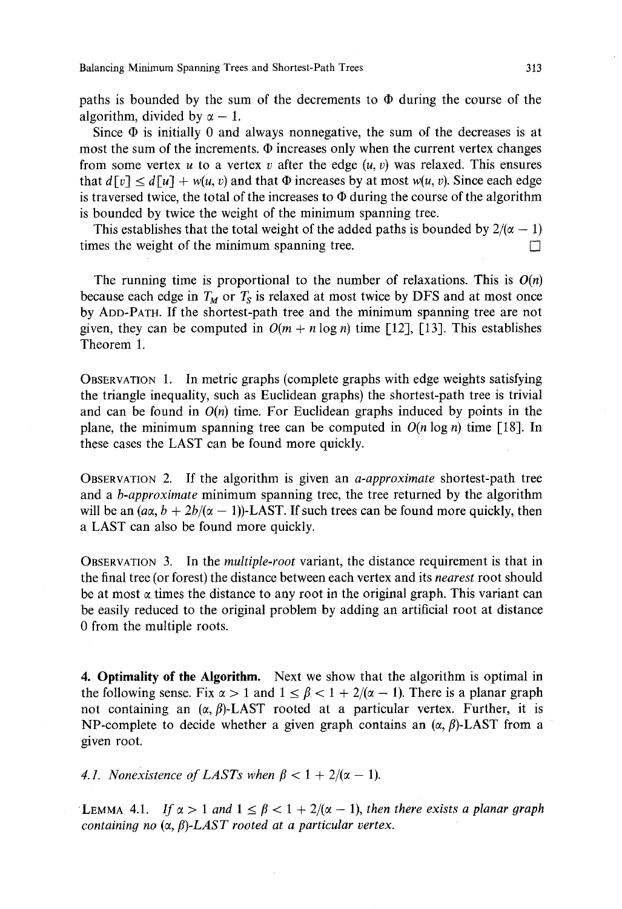paths is bounded by the sum of the decrements to $\Phi$ during the course of the algorithm, divided by $\alpha - 1$.

Since $\Phi$ is initially 0 and always nonnegative, the sum of the decreases is at most the sum of the increments. $\Phi$ increases only when the current vertex changes from some vertex $u$ to a vertex $v$ after the edge $(u, v)$ was relaxed. This ensures that $d[v] \leq d[u] + w(u, v)$ and that $\Phi$ increases by at most $w(u, v)$. Since each edge is traversed twice, the total of the increases to $\Phi$ during the course of the algorithm is bounded by twice the weight of the minimum spanning tree.

This establishes that the total weight of the added paths is bounded by $2/(\alpha - 1)$ times the weight of the minimum spanning tree. □

The running time is proportional to the number of relaxations. This is $O(n)$ because each edge in $T_M$ or $T_S$ is relaxed at most twice by DFS and at most once by ADD-PATH. If the shortest-path tree and the minimum spanning tree are not given, they can be computed in $O(m + n \log n)$ time [12], [13]. This establishes Theorem 1.

OBSERVATION 1. In metric graphs (complete graphs with edge weights satisfying the triangle inequality, such as Euclidean graphs) the shortest-path tree is trivial and can be found in $O(n)$ time. For Euclidean graphs induced by points in the plane, the minimum spanning tree can be computed in $O(n \log n)$ time [18]. In these cases the LAST can be found more quickly.

OBSERVATION 2. If the algorithm is given an *a-approximate* shortest-path tree and a *b-approximate* minimum spanning tree, the tree returned by the algorithm will be an $(a\alpha, b + 2b/(\alpha - 1))$-LAST. If such trees can be found more quickly, then a LAST can also be found more quickly.

OBSERVATION 3. In the *multiple-root* variant, the distance requirement is that in the final tree (or forest) the distance between each vertex and its *nearest* root should be at most $\alpha$ times the distance to any root in the original graph. This variant can be easily reduced to the original problem by adding an artificial root at distance 0 from the multiple roots.

## 4. Optimality of the Algorithm.

Next we show that the algorithm is optimal in the following sense. Fix $\alpha > 1$ and $1 \leq \beta < 1 + 2/(\alpha - 1)$. There is a planar graph not containing an $(\alpha, \beta)$-LAST rooted at a particular vertex. Further, it is NP-complete to decide whether a given graph contains an $(\alpha, \beta)$-LAST from a given root.

### *4.1. Nonexistence of LASTs when $\beta < 1 + 2/(\alpha - 1)$.*

LEMMA 4.1. *If $\alpha > 1$ and $1 \leq \beta < 1 + 2/(\alpha - 1)$, then there exists a planar graph containing no $(\alpha, \beta)$-LAST rooted at a particular vertex.*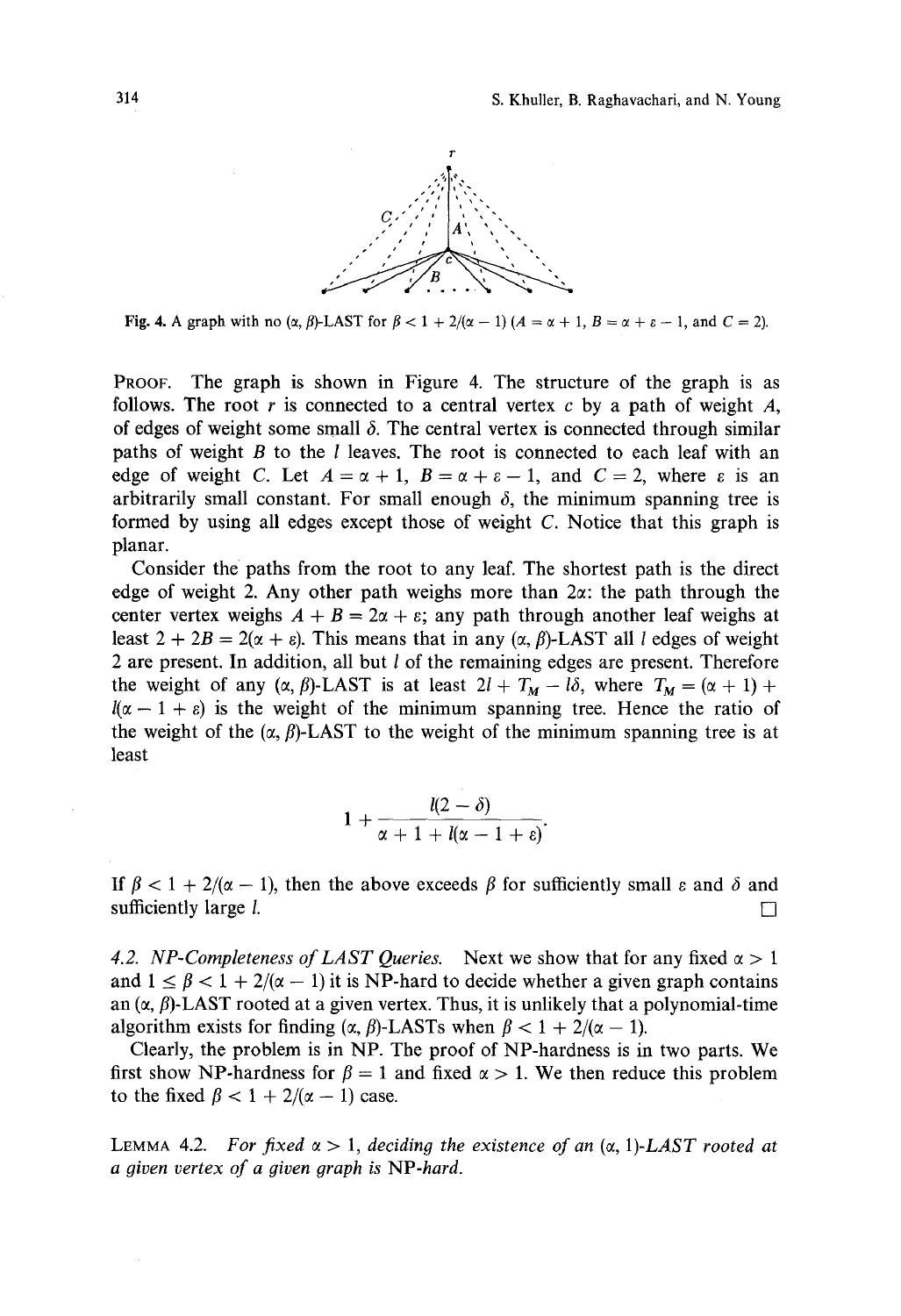Fig. 4. A graph with no $(\alpha, \beta)$-LAST for $\beta < 1 + 2/(\alpha - 1)$ $(A = \alpha + 1, B = \alpha + \varepsilon - 1$, and $C = 2)$.

PROOF. The graph is shown in Figure 4. The structure of the graph is as follows. The root $r$ is connected to a central vertex $c$ by a path of weight $A$, of edges of weight some small $\delta$. The central vertex is connected through similar paths of weight $B$ to the $l$ leaves. The root is connected to each leaf with an edge of weight $C$. Let $A = \alpha + 1$, $B = \alpha + \varepsilon - 1$, and $C = 2$, where $\varepsilon$ is an arbitrarily small constant. For small enough $\delta$, the minimum spanning tree is formed by using all edges except those of weight $C$. Notice that this graph is planar.

Consider the paths from the root to any leaf. The shortest path is the direct edge of weight 2. Any other path weighs more than $2\alpha$: the path through the center vertex weighs $A + B = 2\alpha + \varepsilon$; any path through another leaf weighs at least $2 + 2B = 2(\alpha + \varepsilon)$. This means that in any $(\alpha, \beta)$-LAST all $l$ edges of weight 2 are present. In addition, all but $l$ of the remaining edges are present. Therefore the weight of any $(\alpha, \beta)$-LAST is at least $2l + T_M - l\delta$, where $T_M = (\alpha + 1) + l(\alpha - 1 + \varepsilon)$ is the weight of the minimum spanning tree. Hence the ratio of the weight of the $(\alpha, \beta)$-LAST to the weight of the minimum spanning tree is at least

$$1 + \frac{l(2 - \delta)}{\alpha + 1 + l(\alpha - 1 + \varepsilon)}.$$

If $\beta < 1 + 2/(\alpha - 1)$, then the above exceeds $\beta$ for sufficiently small $\varepsilon$ and $\delta$ and sufficiently large $l$. $\square$

*4.2. NP-Completeness of LAST Queries.* Next we show that for any fixed $\alpha > 1$ and $1 \leq \beta < 1 + 2/(\alpha - 1)$ it is NP-hard to decide whether a given graph contains an $(\alpha, \beta)$-LAST rooted at a given vertex. Thus, it is unlikely that a polynomial-time algorithm exists for finding $(\alpha, \beta)$-LASTs when $\beta < 1 + 2/(\alpha - 1)$.

Clearly, the problem is in NP. The proof of NP-hardness is in two parts. We first show NP-hardness for $\beta = 1$ and fixed $\alpha > 1$. We then reduce this problem to the fixed $\beta < 1 + 2/(\alpha - 1)$ case.

LEMMA 4.2. *For fixed $\alpha > 1$, deciding the existence of an $(\alpha, 1)$-LAST rooted at a given vertex of a given graph is* NP*-hard.*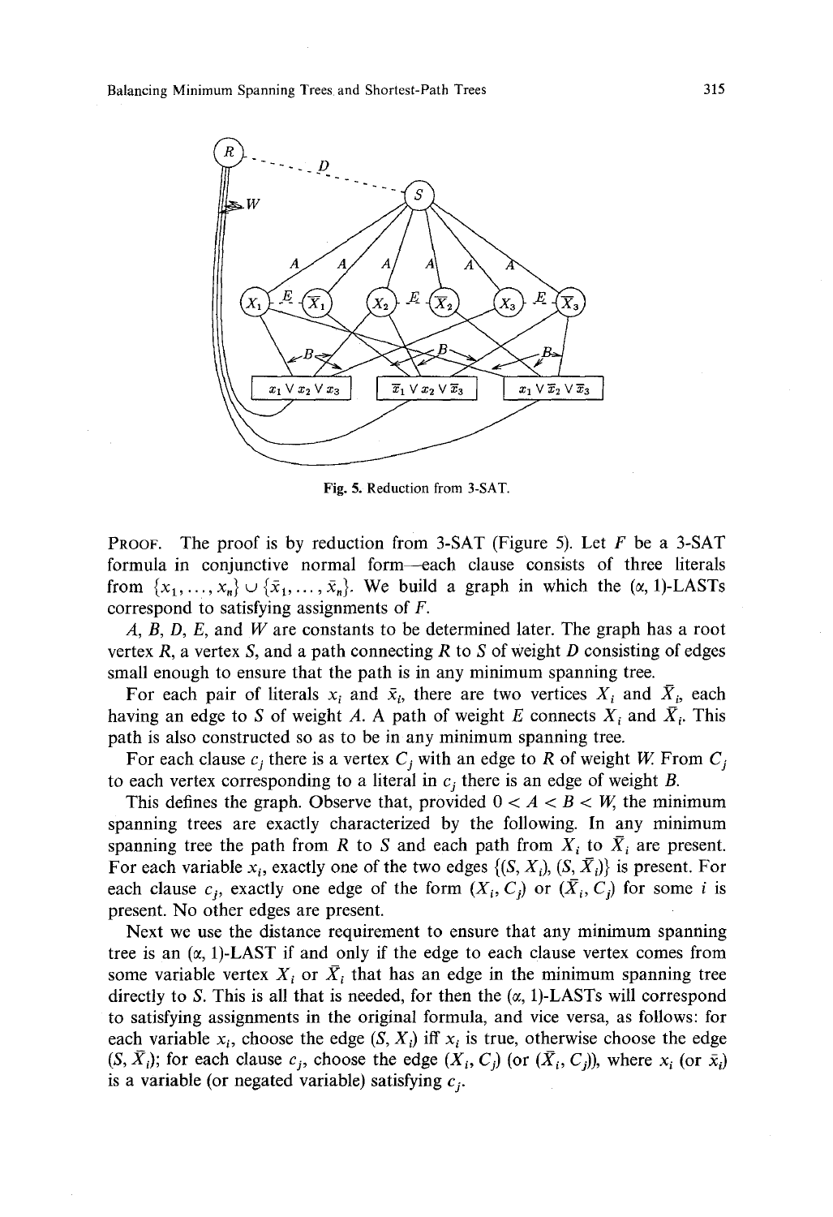Fig. 5. Reduction from 3-SAT.

PROOF. The proof is by reduction from 3-SAT (Figure 5). Let $F$ be a 3-SAT formula in conjunctive normal form—each clause consists of three literals from $\{x_1, \ldots, x_n\} \cup \{\bar{x}_1, \ldots, \bar{x}_n\}$. We build a graph in which the $(\alpha, 1)$-LASTs correspond to satisfying assignments of $F$.

$A$, $B$, $D$, $E$, and $W$ are constants to be determined later. The graph has a root vertex $R$, a vertex $S$, and a path connecting $R$ to $S$ of weight $D$ consisting of edges small enough to ensure that the path is in any minimum spanning tree.

For each pair of literals $x_i$ and $\bar{x}_i$, there are two vertices $X_i$ and $\bar{X}_i$, each having an edge to $S$ of weight $A$. A path of weight $E$ connects $X_i$ and $\bar{X}_i$. This path is also constructed so as to be in any minimum spanning tree.

For each clause $c_j$ there is a vertex $C_j$ with an edge to $R$ of weight $W$. From $C_j$ to each vertex corresponding to a literal in $c_j$ there is an edge of weight $B$.

This defines the graph. Observe that, provided $0 < A < B < W$, the minimum spanning trees are exactly characterized by the following. In any minimum spanning tree the path from $R$ to $S$ and each path from $X_i$ to $\bar{X}_i$ are present. For each variable $x_i$, exactly one of the two edges $\{(S, X_i), (S, \bar{X}_i)\}$ is present. For each clause $c_j$, exactly one edge of the form $(X_i, C_j)$ or $(\bar{X}_i, C_j)$ for some $i$ is present. No other edges are present.

Next we use the distance requirement to ensure that any minimum spanning tree is an $(\alpha, 1)$-LAST if and only if the edge to each clause vertex comes from some variable vertex $X_i$ or $\bar{X}_i$ that has an edge in the minimum spanning tree directly to $S$. This is all that is needed, for then the $(\alpha, 1)$-LASTs will correspond to satisfying assignments in the original formula, and vice versa, as follows: for each variable $x_i$, choose the edge $(S, X_i)$ iff $x_i$ is true, otherwise choose the edge $(S, \bar{X}_i)$; for each clause $c_j$, choose the edge $(X_i, C_j)$ (or $(\bar{X}_i, C_j)$), where $x_i$ (or $\bar{x}_i$) is a variable (or negated variable) satisfying $c_j$.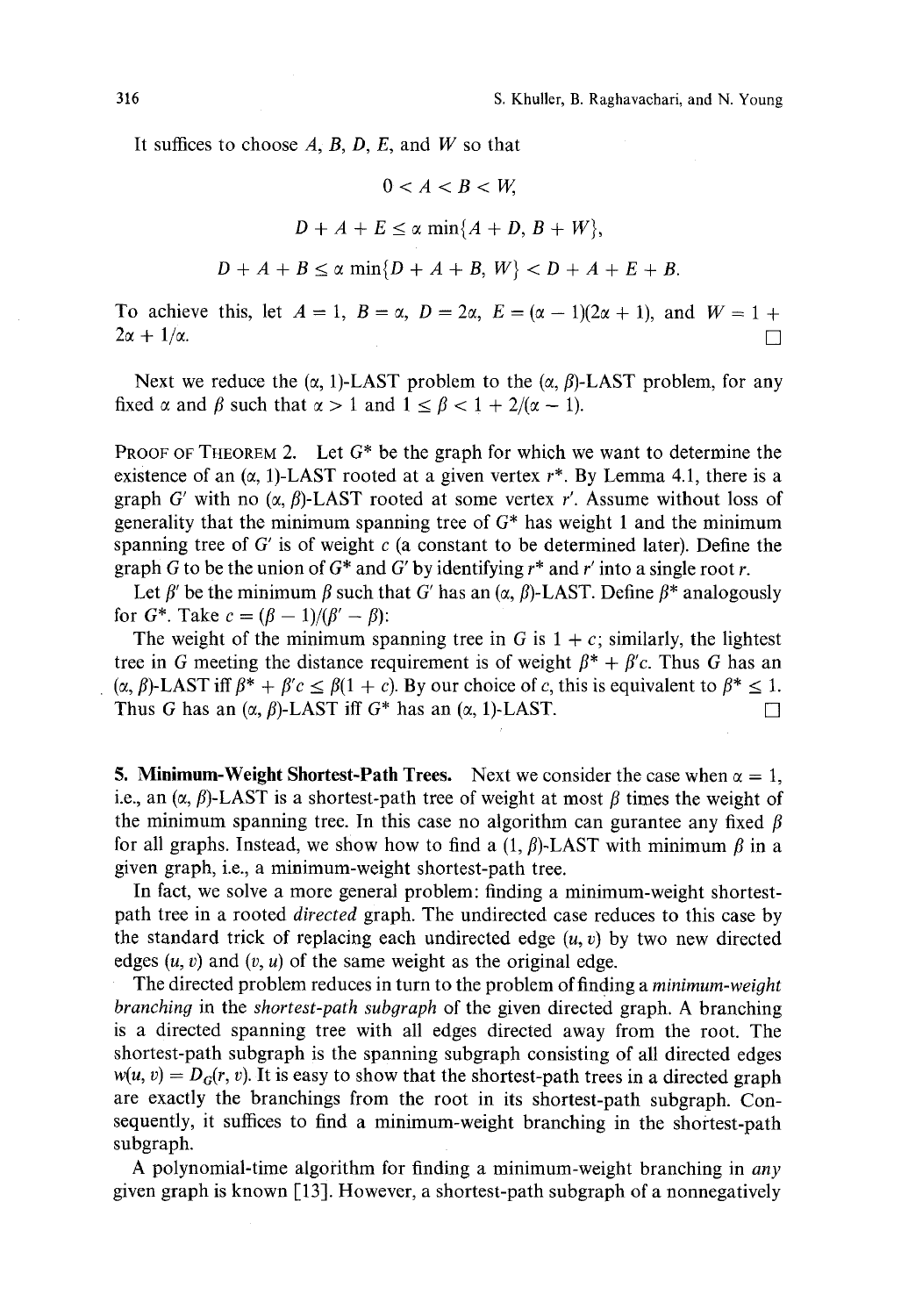It suffices to choose $A$, $B$, $D$, $E$, and $W$ so that

$$0 < A < B < W,$$

$$D + A + E \leq \alpha \min\{A + D, B + W\},$$

$$D + A + B \leq \alpha \min\{D + A + B, W\} < D + A + E + B.$$

To achieve this, let $A = 1$, $B = \alpha$, $D = 2\alpha$, $E = (\alpha - 1)(2\alpha + 1)$, and $W = 1 + 2\alpha + 1/\alpha$. □

Next we reduce the $(\alpha, 1)$-LAST problem to the $(\alpha, \beta)$-LAST problem, for any fixed $\alpha$ and $\beta$ such that $\alpha > 1$ and $1 \leq \beta < 1 + 2/(\alpha - 1)$.

PROOF OF THEOREM 2. Let $G^*$ be the graph for which we want to determine the existence of an $(\alpha, 1)$-LAST rooted at a given vertex $r^*$. By Lemma 4.1, there is a graph $G'$ with no $(\alpha, \beta)$-LAST rooted at some vertex $r'$. Assume without loss of generality that the minimum spanning tree of $G^*$ has weight 1 and the minimum spanning tree of $G'$ is of weight $c$ (a constant to be determined later). Define the graph $G$ to be the union of $G^*$ and $G'$ by identifying $r^*$ and $r'$ into a single root $r$.

Let $\beta'$ be the minimum $\beta$ such that $G'$ has an $(\alpha, \beta)$-LAST. Define $\beta^*$ analogously for $G^*$. Take $c = (\beta - 1)/(\beta' - \beta)$:

The weight of the minimum spanning tree in $G$ is $1 + c$; similarly, the lightest tree in $G$ meeting the distance requirement is of weight $\beta^* + \beta' c$. Thus $G$ has an $(\alpha, \beta)$-LAST iff $\beta^* + \beta' c \leq \beta(1 + c)$. By our choice of $c$, this is equivalent to $\beta^* \leq 1$. Thus $G$ has an $(\alpha, \beta)$-LAST iff $G^*$ has an $(\alpha, 1)$-LAST. □

**5. Minimum-Weight Shortest-Path Trees.** Next we consider the case when $\alpha = 1$, i.e., an $(\alpha, \beta)$-LAST is a shortest-path tree of weight at most $\beta$ times the weight of the minimum spanning tree. In this case no algorithm can gurantee any fixed $\beta$ for all graphs. Instead, we show how to find a $(1, \beta)$-LAST with minimum $\beta$ in a given graph, i.e., a minimum-weight shortest-path tree.

In fact, we solve a more general problem: finding a minimum-weight shortest-path tree in a rooted *directed* graph. The undirected case reduces to this case by the standard trick of replacing each undirected edge $(u, v)$ by two new directed edges $(u, v)$ and $(v, u)$ of the same weight as the original edge.

The directed problem reduces in turn to the problem of finding a *minimum-weight branching* in the *shortest-path subgraph* of the given directed graph. A branching is a directed spanning tree with all edges directed away from the root. The shortest-path subgraph is the spanning subgraph consisting of all directed edges $w(u, v) = D_G(r, v)$. It is easy to show that the shortest-path trees in a directed graph are exactly the branchings from the root in its shortest-path subgraph. Consequently, it suffices to find a minimum-weight branching in the shortest-path subgraph.

A polynomial-time algorithm for finding a minimum-weight branching in *any* given graph is known [13]. However, a shortest-path subgraph of a nonnegatively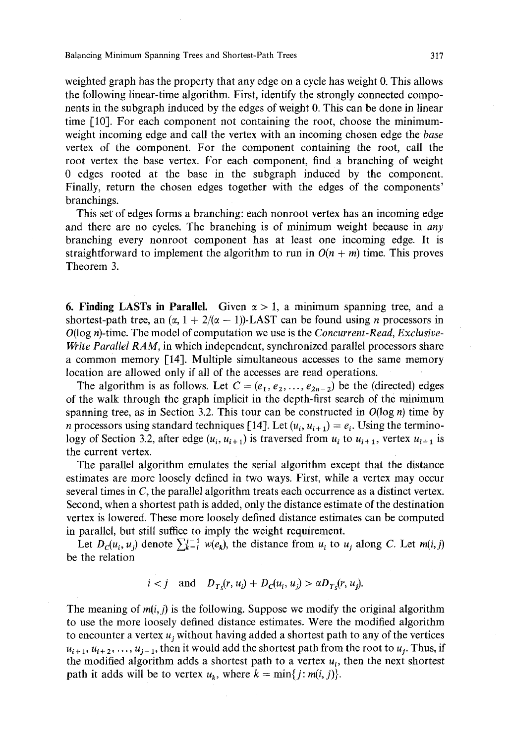weighted graph has the property that any edge on a cycle has weight 0. This allows the following linear-time algorithm. First, identify the strongly connected components in the subgraph induced by the edges of weight 0. This can be done in linear time [10]. For each component not containing the root, choose the minimum-weight incoming edge and call the vertex with an incoming chosen edge the *base* vertex of the component. For the component containing the root, call the root vertex the base vertex. For each component, find a branching of weight 0 edges rooted at the base in the subgraph induced by the component. Finally, return the chosen edges together with the edges of the components' branchings.

This set of edges forms a branching: each nonroot vertex has an incoming edge and there are no cycles. The branching is of minimum weight because in *any* branching every nonroot component has at least one incoming edge. It is straightforward to implement the algorithm to run in $O(n + m)$ time. This proves Theorem 3.

## 6. Finding LASTs in Parallel.

Given $\alpha > 1$, a minimum spanning tree, and a shortest-path tree, an $(\alpha, 1 + 2/(\alpha - 1))$-LAST can be found using $n$ processors in $O(\log n)$-time. The model of computation we use is the *Concurrent-Read, Exclusive-Write Parallel RAM*, in which independent, synchronized parallel processors share a common memory [14]. Multiple simultaneous accesses to the same memory location are allowed only if all of the accesses are read operations.

The algorithm is as follows. Let $C = (e_1, e_2, \ldots, e_{2n-2})$ be the (directed) edges of the walk through the graph implicit in the depth-first search of the minimum spanning tree, as in Section 3.2. This tour can be constructed in $O(\log n)$ time by $n$ processors using standard techniques [14]. Let $(u_i, u_{i+1}) = e_i$. Using the terminology of Section 3.2, after edge $(u_i, u_{i+1})$ is traversed from $u_i$ to $u_{i+1}$, vertex $u_{i+1}$ is the current vertex.

The parallel algorithm emulates the serial algorithm except that the distance estimates are more loosely defined in two ways. First, while a vertex may occur several times in $C$, the parallel algorithm treats each occurrence as a distinct vertex. Second, when a shortest path is added, only the distance estimate of the destination vertex is lowered. These more loosely defined distance estimates can be computed in parallel, but still suffice to imply the weight requirement.

Let $D_C(u_i, u_j)$ denote $\sum_{k=i}^{j-1} w(e_k)$, the distance from $u_i$ to $u_j$ along $C$. Let $m(i, j)$ be the relation

$$i < j \quad \text{and} \quad D_{T_S}(r, u_i) + D_C(u_i, u_j) > \alpha D_{T_S}(r, u_j).$$

The meaning of $m(i, j)$ is the following. Suppose we modify the original algorithm to use the more loosely defined distance estimates. Were the modified algorithm to encounter a vertex $u_j$ without having added a shortest path to any of the vertices $u_{i+1}, u_{i+2}, \ldots, u_{j-1}$, then it would add the shortest path from the root to $u_j$. Thus, if the modified algorithm adds a shortest path to a vertex $u_i$, then the next shortest path it adds will be to vertex $u_k$, where $k = \min\{j : m(i, j)\}$.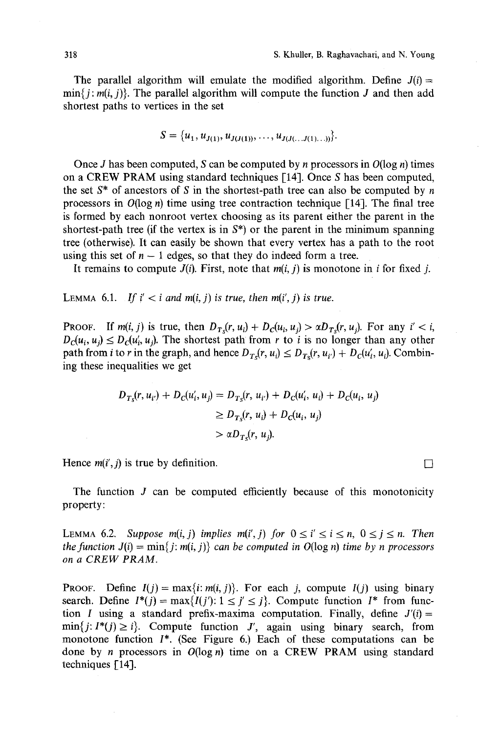The parallel algorithm will emulate the modified algorithm. Define $J(i) = \min\{j: m(i, j)\}$. The parallel algorithm will compute the function $J$ and then add shortest paths to vertices in the set

$$S = \{u_1, u_{J(1)}, u_{J(J(1))}, \ldots, u_{J(J(\ldots J(1)\ldots))}\}.$$

Once $J$ has been computed, $S$ can be computed by $n$ processors in $O(\log n)$ times on a CREW PRAM using standard techniques [14]. Once $S$ has been computed, the set $S^*$ of ancestors of $S$ in the shortest-path tree can also be computed by $n$ processors in $O(\log n)$ time using tree contraction technique [14]. The final tree is formed by each nonroot vertex choosing as its parent either the parent in the shortest-path tree (if the vertex is in $S^*$) or the parent in the minimum spanning tree (otherwise). It can easily be shown that every vertex has a path to the root using this set of $n - 1$ edges, so that they do indeed form a tree.

It remains to compute $J(i)$. First, note that $m(i, j)$ is monotone in $i$ for fixed $j$.

LEMMA 6.1. *If $i' < i$ and $m(i, j)$ is true, then $m(i', j)$ is true.*

PROOF. If $m(i, j)$ is true, then $D_{T_S}(r, u_i) + D_C(u_i, u_j) > \alpha D_{T_S}(r, u_j)$. For any $i' < i$, $D_C(u_i, u_j) \leq D_C(u_i', u_j)$. The shortest path from $r$ to $i$ is no longer than any other path from $i$ to $r$ in the graph, and hence $D_{T_S}(r, u_i) \leq D_{T_S}(r, u_{i'}) + D_C(u_i', u_i)$. Combining these inequalities we get

$$\begin{aligned} D_{T_S}(r, u_{i'}) + D_C(u_i', u_j) &= D_{T_S}(r, u_{i'}) + D_C(u_i', u_i) + D_C(u_i, u_j) \\ &\geq D_{T_S}(r, u_i) + D_C(u_i, u_j) \\ &> \alpha D_{T_S}(r, u_j). \end{aligned}$$

Hence $m(i', j)$ is true by definition. □

The function $J$ can be computed efficiently because of this monotonicity property:

LEMMA 6.2. *Suppose $m(i, j)$ implies $m(i', j)$ for $0 \leq i' \leq i \leq n$, $0 \leq j \leq n$. Then the function $J(i) = \min\{j: m(i, j)\}$ can be computed in $O(\log n)$ time by $n$ processors on a CREW PRAM.*

PROOF. Define $I(j) = \max\{i: m(i, j)\}$. For each $j$, compute $I(j)$ using binary search. Define $I^*(j) = \max\{I(j'): 1 \leq j' \leq j\}$. Compute function $I^*$ from function $I$ using a standard prefix-maxima computation. Finally, define $J'(i) = \min\{j: I^*(j) \geq i\}$. Compute function $J'$, again using binary search, from monotone function $I^*$. (See Figure 6.) Each of these computations can be done by $n$ processors in $O(\log n)$ time on a CREW PRAM using standard techniques [14].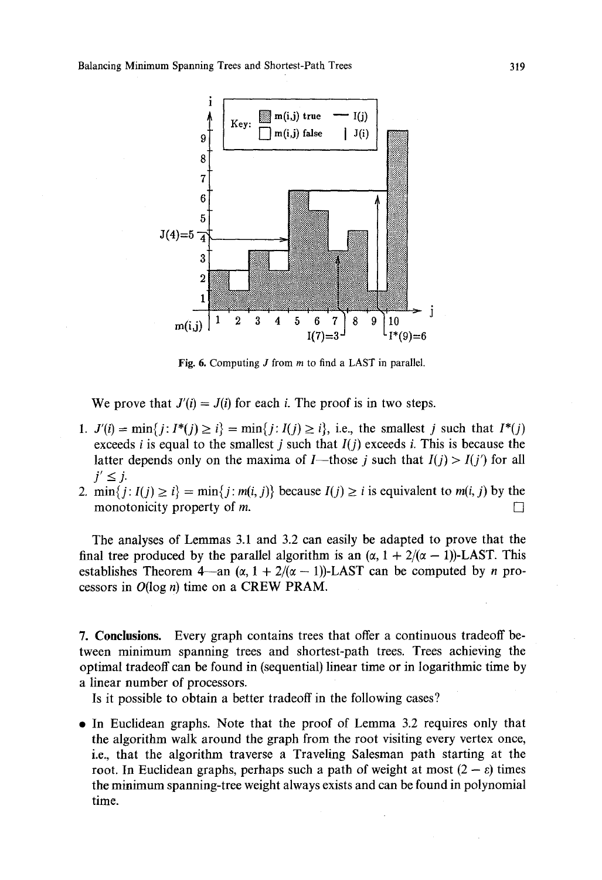Fig. 6. Computing $J$ from $m$ to find a LAST in parallel.

We prove that $J'(i) = J(i)$ for each $i$. The proof is in two steps.

1. $J'(i) = \min\{j: I^*(j) \geq i\} = \min\{j: I(j) \geq i\}$, i.e., the smallest $j$ such that $I^*(j)$ exceeds $i$ is equal to the smallest $j$ such that $I(j)$ exceeds $i$. This is because the latter depends only on the maxima of $I$—those $j$ such that $I(j) > I(j')$ for all $j' \leq j$.
2. $\min\{j: I(j) \geq i\} = \min\{j: m(i, j)\}$ because $I(j) \geq i$ is equivalent to $m(i, j)$ by the monotonicity property of $m$. □

The analyses of Lemmas 3.1 and 3.2 can easily be adapted to prove that the final tree produced by the parallel algorithm is an $(\alpha, 1 + 2/(\alpha - 1))$-LAST. This establishes Theorem 4—an $(\alpha, 1 + 2/(\alpha - 1))$-LAST can be computed by $n$ processors in $O(\log n)$ time on a CREW PRAM.

**7. Conclusions.** Every graph contains trees that offer a continuous tradeoff between minimum spanning trees and shortest-path trees. Trees achieving the optimal tradeoff can be found in (sequential) linear time or in logarithmic time by a linear number of processors.

Is it possible to obtain a better tradeoff in the following cases?

- In Euclidean graphs. Note that the proof of Lemma 3.2 requires only that the algorithm walk around the graph from the root visiting every vertex once, i.e., that the algorithm traverse a Traveling Salesman path starting at the root. In Euclidean graphs, perhaps such a path of weight at most $(2 - \varepsilon)$ times the minimum spanning-tree weight always exists and can be found in polynomial time.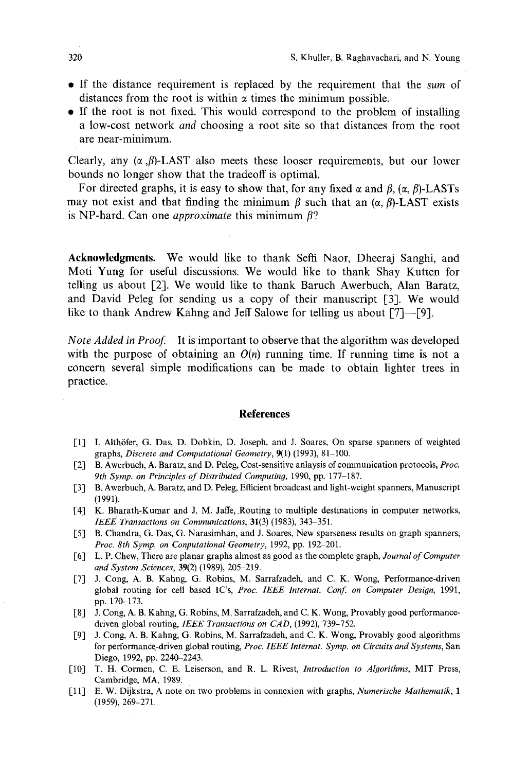- If the distance requirement is replaced by the requirement that the *sum* of distances from the root is within $\alpha$ times the minimum possible.
- If the root is not fixed. This would correspond to the problem of installing a low-cost network *and* choosing a root site so that distances from the root are near-minimum.

Clearly, any $(\alpha, \beta)$-LAST also meets these looser requirements, but our lower bounds no longer show that the tradeoff is optimal.

For directed graphs, it is easy to show that, for any fixed $\alpha$ and $\beta$, $(\alpha, \beta)$-LASTs may not exist and that finding the minimum $\beta$ such that an $(\alpha, \beta)$-LAST exists is NP-hard. Can one *approximate* this minimum $\beta$?

**Acknowledgments.** We would like to thank Seffi Naor, Dheeraj Sanghi, and Moti Yung for useful discussions. We would like to thank Shay Kutten for telling us about [2]. We would like to thank Baruch Awerbuch, Alan Baratz, and David Peleg for sending us a copy of their manuscript [3]. We would like to thank Andrew Kahng and Jeff Salowe for telling us about [7]–[9].

*Note Added in Proof.* It is important to observe that the algorithm was developed with the purpose of obtaining an $O(n)$ running time. If running time is not a concern several simple modifications can be made to obtain lighter trees in practice.

## References

[1] I. Althöfer, G. Das, D. Dobkin, D. Joseph, and J. Soares, On sparse spanners of weighted graphs, *Discrete and Computational Geometry*, **9**(1) (1993), 81–100.

[2] B. Awerbuch, A. Baratz, and D. Peleg, Cost-sensitive anlaysis of communication protocols, *Proc. 9th Symp. on Principles of Distributed Computing*, 1990, pp. 177–187.

[3] B. Awerbuch, A. Baratz, and D. Peleg, Efficient broadcast and light-weight spanners, Manuscript (1991).

[4] K. Bharath-Kumar and J. M. Jaffe, Routing to multiple destinations in computer networks, *IEEE Transactions on Communications*, **31**(3) (1983), 343–351.

[5] B. Chandra, G. Das, G. Narasimhan, and J. Soares, New sparseness results on graph spanners, *Proc. 8th Symp. on Conputational Geometry*, 1992, pp. 192–201.

[6] L. P. Chew, There are planar graphs almost as good as the complete graph, *Journal of Computer and System Sciences*, **39**(2) (1989), 205–219.

[7] J. Cong, A. B. Kahng, G. Robins, M. Sarrafzadeh, and C. K. Wong, Performance-driven global routing for cell based IC's, *Proc. IEEE Internat. Conf. on Computer Design*, 1991, pp. 170–173.

[8] J. Cong, A. B. Kahng, G. Robins, M. Sarrafzadeh, and C. K. Wong, Provably good performance-driven global routing, *IEEE Transactions on CAD*, (1992), 739–752.

[9] J. Cong, A. B. Kahng, G. Robins, M. Sarrafzadeh, and C. K. Wong, Provably good algorithms for performance-driven global routing, *Proc. IEEE Internat. Symp. on Circuits and Systems*, San Diego, 1992, pp. 2240–2243.

[10] T. H. Cormen, C. E. Leiserson, and R. L. Rivest, *Introduction to Algorithms*, MIT Press, Cambridge, MA, 1989.

[11] E. W. Dijkstra, A note on two problems in connexion with graphs, *Numerische Mathematik*, **1** (1959), 269–271.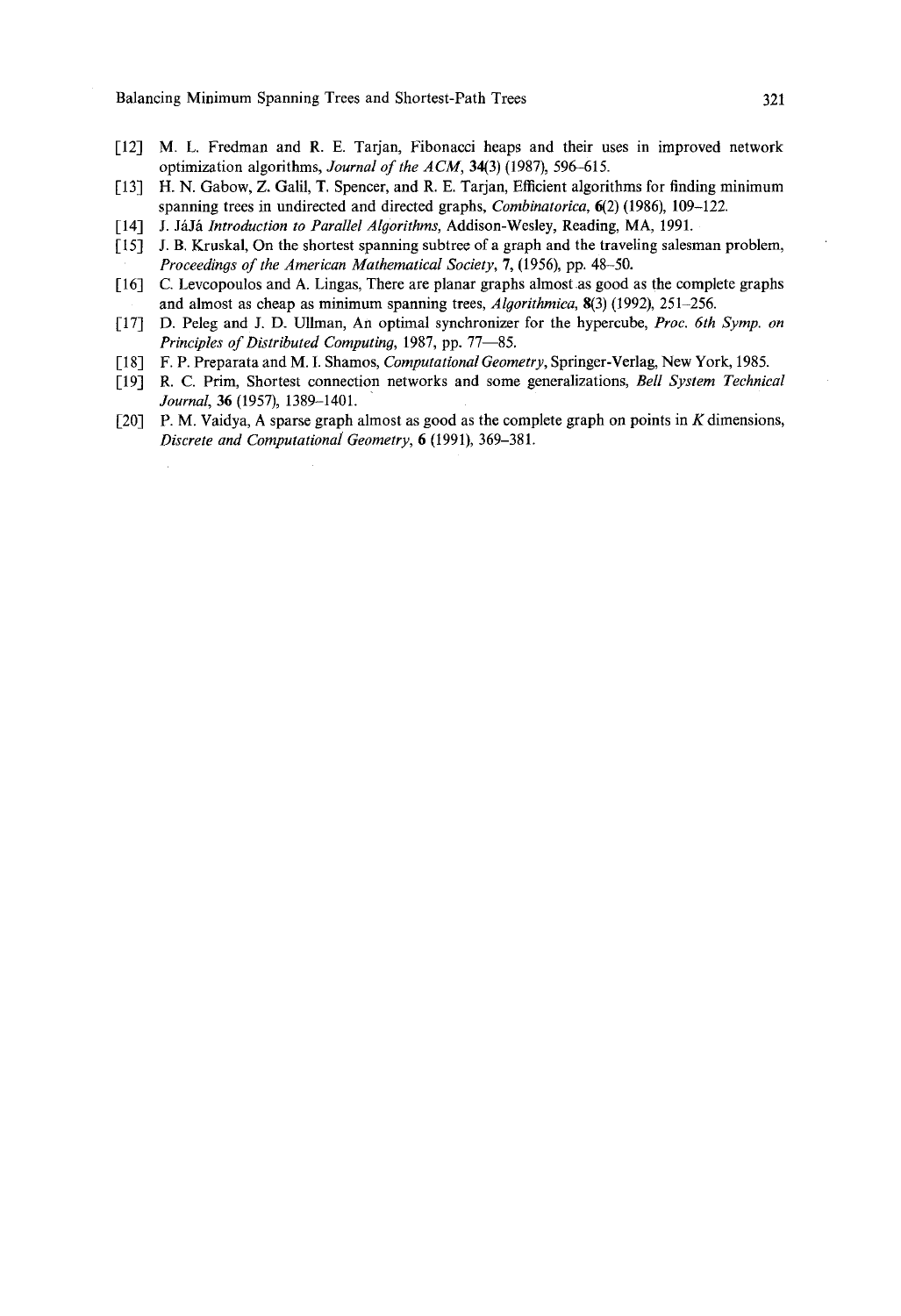[12] M. L. Fredman and R. E. Tarjan, Fibonacci heaps and their uses in improved network optimization algorithms, *Journal of the ACM*, **34**(3) (1987), 596–615.

[13] H. N. Gabow, Z. Galil, T. Spencer, and R. E. Tarjan, Efficient algorithms for finding minimum spanning trees in undirected and directed graphs, *Combinatorica*, **6**(2) (1986), 109–122.

[14] J. JáJá *Introduction to Parallel Algorithms*, Addison-Wesley, Reading, MA, 1991.

[15] J. B. Kruskal, On the shortest spanning subtree of a graph and the traveling salesman problem, *Proceedings of the American Mathematical Society*, **7**, (1956), pp. 48–50.

[16] C. Levcopoulos and A. Lingas, There are planar graphs almost as good as the complete graphs and almost as cheap as minimum spanning trees, *Algorithmica*, **8**(3) (1992), 251–256.

[17] D. Peleg and J. D. Ullman, An optimal synchronizer for the hypercube, *Proc. 6th Symp. on Principles of Distributed Computing*, 1987, pp. 77–85.

[18] F. P. Preparata and M. I. Shamos, *Computational Geometry*, Springer-Verlag, New York, 1985.

[19] R. C. Prim, Shortest connection networks and some generalizations, *Bell System Technical Journal*, **36** (1957), 1389–1401.

[20] P. M. Vaidya, A sparse graph almost as good as the complete graph on points in $K$ dimensions, *Discrete and Computational Geometry*, **6** (1991), 369–381.